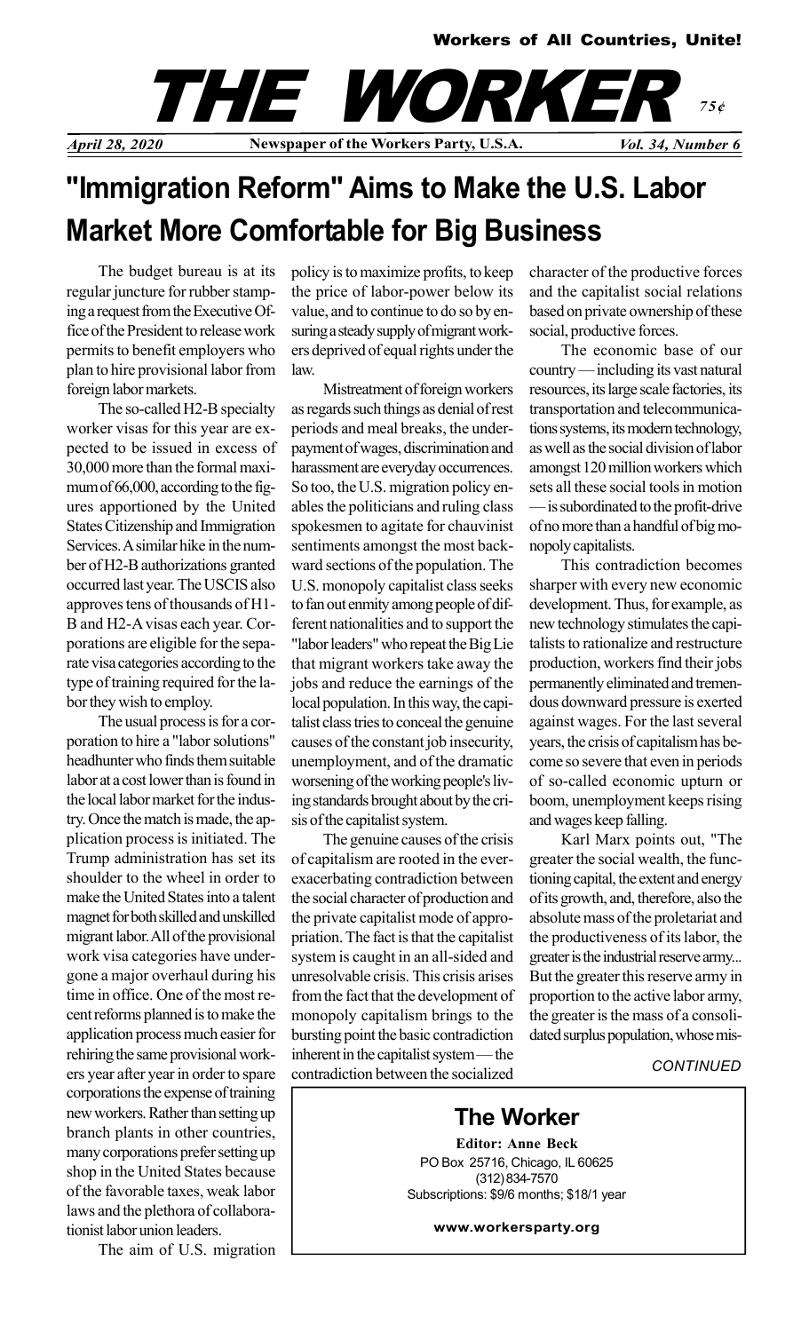**Workers of All Countries, Unite!**

# THE WORKER

75¢

*April 28, 2020* **Newspaper of the Workers Party, U.S.A.** *Vol. 34, Number 6*

## "Immigration Reform" Aims to Make the U.S. Labor Market More Comfortable for Big Business

The budget bureau is at its regular juncture for rubber stamping a request from the Executive Office of the President to release work permits to benefit employers who plan to hire provisional labor from foreign labor markets.

The so-called H2-B specialty worker visas for this year are expected to be issued in excess of 30,000 more than the formal maximum of 66,000, according to the figures apportioned by the United States Citizenship and Immigration Services. A similar hike in the number of H2-B authorizations granted occurred last year. The USCIS also approves tens of thousands of H1-B and H2-A visas each year. Corporations are eligible for the separate visa categories according to the type of training required for the labor they wish to employ.

The usual process is for a corporation to hire a "labor solutions" headhunter who finds them suitable labor at a cost lower than is found in the local labor market for the industry. Once the match is made, the application process is initiated. The Trump administration has set its shoulder to the wheel in order to make the United States into a talent magnet for both skilled and unskilled migrant labor. All of the provisional work visa categories have undergone a major overhaul during his time in office. One of the most recent reforms planned is to make the application process much easier for rehiring the same provisional workers year after year in order to spare corporations the expense of training new workers. Rather than setting up branch plants in other countries, many corporations prefer setting up shop in the United States because of the favorable taxes, weak labor laws and the plethora of collaborationist labor union leaders.

The aim of U.S. migration policy is to maximize profits, to keep the price of labor-power below its value, and to continue to do so by ensuring a steady supply of migrant workers deprived of equal rights under the law.

Mistreatment of foreign workers as regards such things as denial of rest periods and meal breaks, the underpayment of wages, discrimination and harassment are everyday occurrences. So too, the U.S. migration policy enables the politicians and ruling class spokesmen to agitate for chauvinist sentiments amongst the most backward sections of the population. The U.S. monopoly capitalist class seeks to fan out enmity among people of different nationalities and to support the "labor leaders" who repeat the Big Lie that migrant workers take away the jobs and reduce the earnings of the local population. In this way, the capitalist class tries to conceal the genuine causes of the constant job insecurity, unemployment, and of the dramatic worsening of the working people's living standards brought about by the crisis of the capitalist system.

The genuine causes of the crisis of capitalism are rooted in the ever-exacerbating contradiction between the social character of production and the private capitalist mode of appropriation. The fact is that the capitalist system is caught in an all-sided and unresolvable crisis. This crisis arises from the fact that the development of monopoly capitalism brings to the bursting point the basic contradiction inherent in the capitalist system — the contradiction between the socialized character of the productive forces and the capitalist social relations based on private ownership of these social, productive forces.

The economic base of our country — including its vast natural resources, its large scale factories, its transportation and telecommunications systems, its modern technology, as well as the social division of labor amongst 120 million workers which sets all these social tools in motion — is subordinated to the profit-drive of no more than a handful of big monopoly capitalists.

This contradiction becomes sharper with every new economic development. Thus, for example, as new technology stimulates the capitalists to rationalize and restructure production, workers find their jobs permanently eliminated and tremendous downward pressure is exerted against wages. For the last several years, the crisis of capitalism has become so severe that even in periods of so-called economic upturn or boom, unemployment keeps rising and wages keep falling.

Karl Marx points out, "The greater the social wealth, the functioning capital, the extent and energy of its growth, and, therefore, also the absolute mass of the proletariat and the productiveness of its labor, the greater is the industrial reserve army... But the greater this reserve army in proportion to the active labor army, the greater is the mass of a consolidated surplus population, whose mis-

*CONTINUED*

**The Worker**

**Editor: Anne Beck**
PO Box 25716, Chicago, IL 60625
(312) 834-7570
Subscriptions: $9/6 months; $18/1 year

**www.workersparty.org**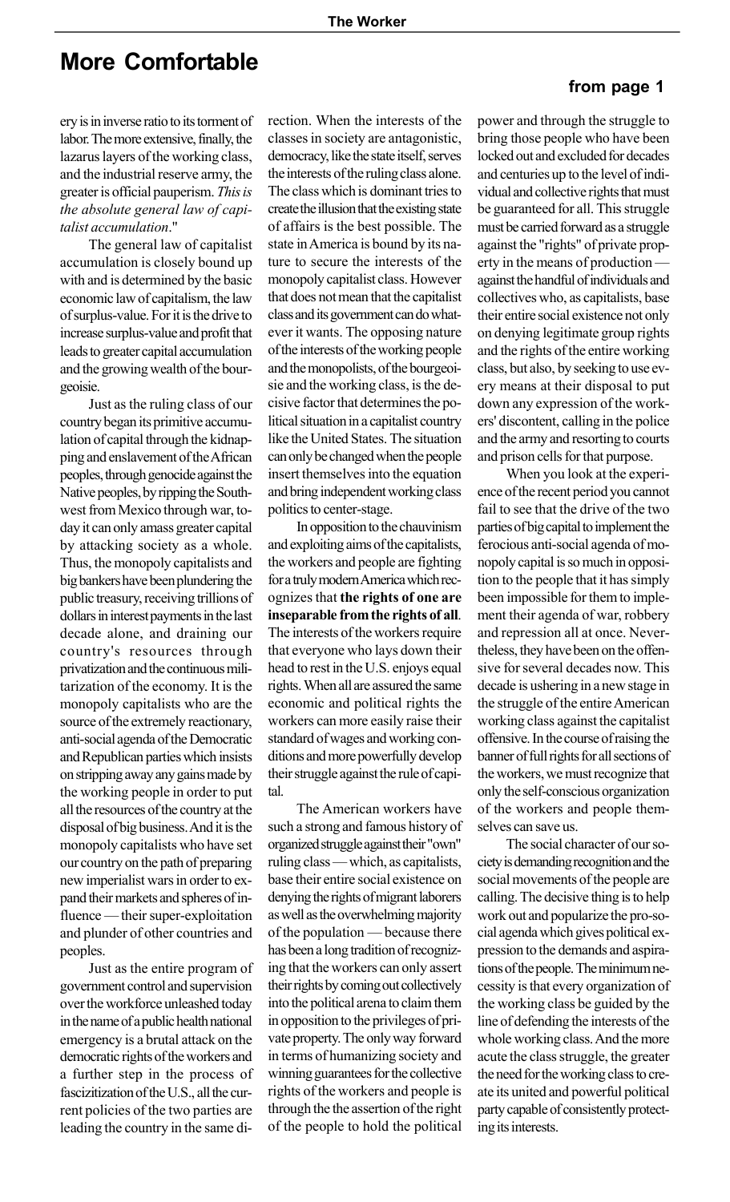## More Comfortable

**from page 1**

ery is in inverse ratio to its torment of labor. The more extensive, finally, the lazarus layers of the working class, and the industrial reserve army, the greater is official pauperism. *This is the absolute general law of capitalist accumulation*."

The general law of capitalist accumulation is closely bound up with and is determined by the basic economic law of capitalism, the law of surplus-value. For it is the drive to increase surplus-value and profit that leads to greater capital accumulation and the growing wealth of the bourgeoisie.

Just as the ruling class of our country began its primitive accumulation of capital through the kidnapping and enslavement of the African peoples, through genocide against the Native peoples, by ripping the Southwest from Mexico through war, today it can only amass greater capital by attacking society as a whole. Thus, the monopoly capitalists and big bankers have been plundering the public treasury, receiving trillions of dollars in interest payments in the last decade alone, and draining our country's resources through privatization and the continuous militarization of the economy. It is the monopoly capitalists who are the source of the extremely reactionary, anti-social agenda of the Democratic and Republican parties which insists on stripping away any gains made by the working people in order to put all the resources of the country at the disposal of big business. And it is the monopoly capitalists who have set our country on the path of preparing new imperialist wars in order to expand their markets and spheres of influence — their super-exploitation and plunder of other countries and peoples.

Just as the entire program of government control and supervision over the workforce unleashed today in the name of a public health national emergency is a brutal attack on the democratic rights of the workers and a further step in the process of fascizitization of the U.S., all the current policies of the two parties are leading the country in the same direction. When the interests of the classes in society are antagonistic, democracy, like the state itself, serves the interests of the ruling class alone. The class which is dominant tries to create the illusion that the existing state of affairs is the best possible. The state in America is bound by its nature to secure the interests of the monopoly capitalist class. However that does not mean that the capitalist class and its government can do whatever it wants. The opposing nature of the interests of the working people and the monopolists, of the bourgeoisie and the working class, is the decisive factor that determines the political situation in a capitalist country like the United States. The situation can only be changed when the people insert themselves into the equation and bring independent working class politics to center-stage.

In opposition to the chauvinism and exploiting aims of the capitalists, the workers and people are fighting for a truly modern America which recognizes that **the rights of one are inseparable from the rights of all**. The interests of the workers require that everyone who lays down their head to rest in the U.S. enjoys equal rights. When all are assured the same economic and political rights the workers can more easily raise their standard of wages and working conditions and more powerfully develop their struggle against the rule of capital.

The American workers have such a strong and famous history of organized struggle against their "own" ruling class — which, as capitalists, base their entire social existence on denying the rights of migrant laborers as well as the overwhelming majority of the population — because there has been a long tradition of recognizing that the workers can only assert their rights by coming out collectively into the political arena to claim them in opposition to the privileges of private property. The only way forward in terms of humanizing society and winning guarantees for the collective rights of the workers and people is through the the assertion of the right of the people to hold the political power and through the struggle to bring those people who have been locked out and excluded for decades and centuries up to the level of individual and collective rights that must be guaranteed for all. This struggle must be carried forward as a struggle against the "rights" of private property in the means of production — against the handful of individuals and collectives who, as capitalists, base their entire social existence not only on denying legitimate group rights and the rights of the entire working class, but also, by seeking to use every means at their disposal to put down any expression of the workers' discontent, calling in the police and the army and resorting to courts and prison cells for that purpose.

When you look at the experience of the recent period you cannot fail to see that the drive of the two parties of big capital to implement the ferocious anti-social agenda of monopoly capital is so much in opposition to the people that it has simply been impossible for them to implement their agenda of war, robbery and repression all at once. Nevertheless, they have been on the offensive for several decades now. This decade is ushering in a new stage in the struggle of the entire American working class against the capitalist offensive. In the course of raising the banner of full rights for all sections of the workers, we must recognize that only the self-conscious organization of the workers and people themselves can save us.

The social character of our society is demanding recognition and the social movements of the people are calling. The decisive thing is to help work out and popularize the pro-social agenda which gives political expression to the demands and aspirations of the people. The minimum necessity is that every organization of the working class be guided by the line of defending the interests of the whole working class. And the more acute the class struggle, the greater the need for the working class to create its united and powerful political party capable of consistently protecting its interests.